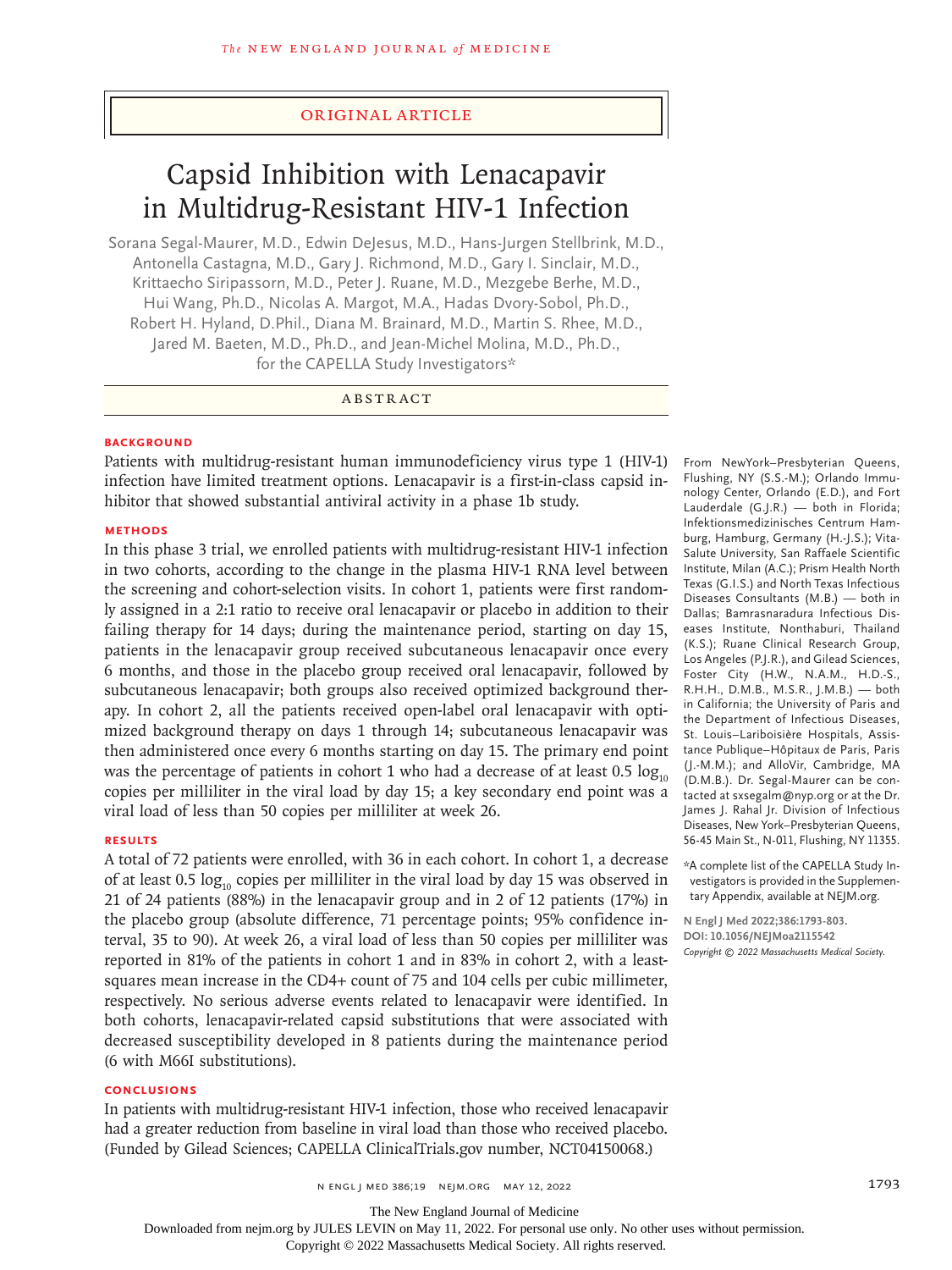ORIGINAL ARTICLE

# Capsid Inhibition with Lenacapavir in Multidrug-Resistant HIV-1 Infection

Sorana Segal-Maurer, M.D., Edwin DeJesus, M.D., Hans-Jurgen Stellbrink, M.D., Antonella Castagna, M.D., Gary J. Richmond, M.D., Gary I. Sinclair, M.D., Krittaecho Siripassorn, M.D., Peter J. Ruane, M.D., Mezgebe Berhe, M.D., Hui Wang, Ph.D., Nicolas A. Margot, M.A., Hadas Dvory-Sobol, Ph.D., Robert H. Hyland, D.Phil., Diana M. Brainard, M.D., Martin S. Rhee, M.D., Jared M. Baeten, M.D., Ph.D., and Jean-Michel Molina, M.D., Ph.D., for the CAPELLA Study Investigators*

## ABSTRACT

### BACKGROUND

Patients with multidrug-resistant human immunodeficiency virus type 1 (HIV-1) infection have limited treatment options. Lenacapavir is a first-in-class capsid inhibitor that showed substantial antiviral activity in a phase 1b study.

### METHODS

In this phase 3 trial, we enrolled patients with multidrug-resistant HIV-1 infection in two cohorts, according to the change in the plasma HIV-1 RNA level between the screening and cohort-selection visits. In cohort 1, patients were first randomly assigned in a 2:1 ratio to receive oral lenacapavir or placebo in addition to their failing therapy for 14 days; during the maintenance period, starting on day 15, patients in the lenacapavir group received subcutaneous lenacapavir once every 6 months, and those in the placebo group received oral lenacapavir, followed by subcutaneous lenacapavir; both groups also received optimized background therapy. In cohort 2, all the patients received open-label oral lenacapavir with optimized background therapy on days 1 through 14; subcutaneous lenacapavir was then administered once every 6 months starting on day 15. The primary end point was the percentage of patients in cohort 1 who had a decrease of at least 0.5 $\log_{10}$ copies per milliliter in the viral load by day 15; a key secondary end point was a viral load of less than 50 copies per milliliter at week 26.

### RESULTS

A total of 72 patients were enrolled, with 36 in each cohort. In cohort 1, a decrease of at least 0.5 $\log_{10}$ copies per milliliter in the viral load by day 15 was observed in 21 of 24 patients (88%) in the lenacapavir group and in 2 of 12 patients (17%) in the placebo group (absolute difference, 71 percentage points; 95% confidence interval, 35 to 90). At week 26, a viral load of less than 50 copies per milliliter was reported in 81% of the patients in cohort 1 and in 83% in cohort 2, with a least-squares mean increase in the CD4+ count of 75 and 104 cells per cubic millimeter, respectively. No serious adverse events related to lenacapavir were identified. In both cohorts, lenacapavir-related capsid substitutions that were associated with decreased susceptibility developed in 8 patients during the maintenance period (6 with M66I substitutions).

### CONCLUSIONS

In patients with multidrug-resistant HIV-1 infection, those who received lenacapavir had a greater reduction from baseline in viral load than those who received placebo. (Funded by Gilead Sciences; CAPELLA ClinicalTrials.gov number, NCT04150068.)

From NewYork–Presbyterian Queens, Flushing, NY (S.S.-M.); Orlando Immunology Center, Orlando (E.D.), and Fort Lauderdale (G.J.R.) — both in Florida; Infektionsmedizinisches Centrum Hamburg, Hamburg, Germany (H.-J.S.); Vita-Salute University, San Raffaele Scientific Institute, Milan (A.C.); Prism Health North Texas (G.I.S.) and North Texas Infectious Diseases Consultants (M.B.) — both in Dallas; Bamrasnaradura Infectious Diseases Institute, Nonthaburi, Thailand (K.S.); Ruane Clinical Research Group, Los Angeles (P.J.R.), and Gilead Sciences, Foster City (H.W., N.A.M., H.D.-S., R.H.H., D.M.B., M.S.R., J.M.B.) — both in California; the University of Paris and the Department of Infectious Diseases, St. Louis–Lariboisière Hospitals, Assistance Publique–Hôpitaux de Paris, Paris (J.-M.M.); and AlloVir, Cambridge, MA (D.M.B.). Dr. Segal-Maurer can be contacted at sxsegalm@nyp.org or at the Dr. James J. Rahal Jr. Division of Infectious Diseases, New York–Presbyterian Queens, 56-45 Main St., N-011, Flushing, NY 11355.

*A complete list of the CAPELLA Study Investigators is provided in the Supplementary Appendix, available at NEJM.org.

N Engl J Med 2022;386:1793-803.
DOI: 10.1056/NEJMoa2115542
Copyright © 2022 Massachusetts Medical Society.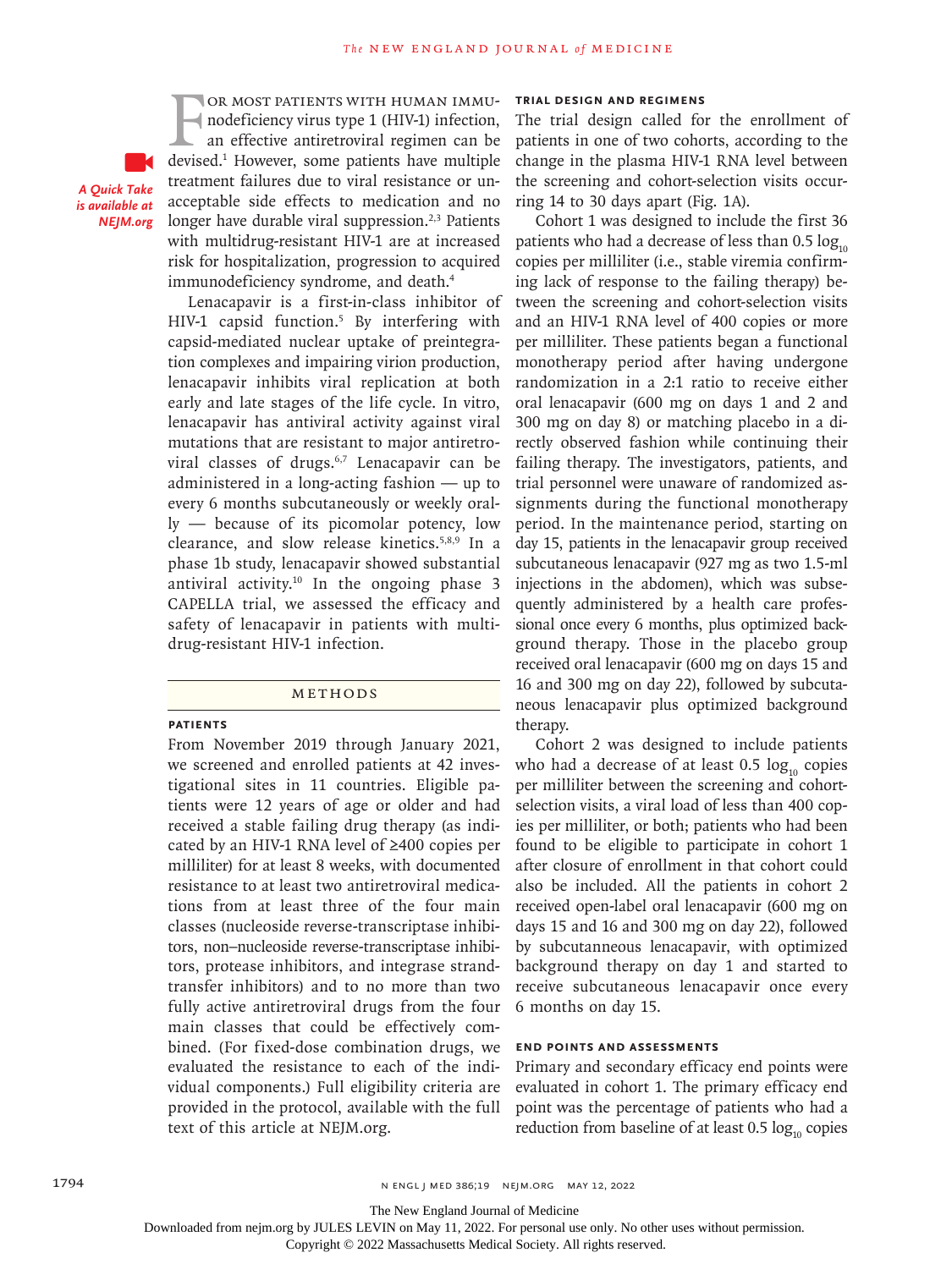For most patients with human immunodeficiency virus type 1 (HIV-1) infection, an effective antiretroviral regimen can be devised.[1] However, some patients have multiple treatment failures due to viral resistance or unacceptable side effects to medication and no longer have durable viral suppression.[2,3] Patients with multidrug-resistant HIV-1 are at increased risk for hospitalization, progression to acquired immunodeficiency syndrome, and death.[4]

A Quick Take is available at NEJM.org

Lenacapavir is a first-in-class inhibitor of HIV-1 capsid function.[5] By interfering with capsid-mediated nuclear uptake of preintegration complexes and impairing virion production, lenacapavir inhibits viral replication at both early and late stages of the life cycle. In vitro, lenacapavir has antiviral activity against viral mutations that are resistant to major antiretroviral classes of drugs.[6,7] Lenacapavir can be administered in a long-acting fashion — up to every 6 months subcutaneously or weekly orally — because of its picomolar potency, low clearance, and slow release kinetics.[5,8,9] In a phase 1b study, lenacapavir showed substantial antiviral activity.[10] In the ongoing phase 3 CAPELLA trial, we assessed the efficacy and safety of lenacapavir in patients with multidrug-resistant HIV-1 infection.

## Methods

### Patients

From November 2019 through January 2021, we screened and enrolled patients at 42 investigational sites in 11 countries. Eligible patients were 12 years of age or older and had received a stable failing drug therapy (as indicated by an HIV-1 RNA level of ≥400 copies per milliliter) for at least 8 weeks, with documented resistance to at least two antiretroviral medications from at least three of the four main classes (nucleoside reverse-transcriptase inhibitors, non–nucleoside reverse-transcriptase inhibitors, protease inhibitors, and integrase strand-transfer inhibitors) and to no more than two fully active antiretroviral drugs from the four main classes that could be effectively combined. (For fixed-dose combination drugs, we evaluated the resistance to each of the individual components.) Full eligibility criteria are provided in the protocol, available with the full text of this article at NEJM.org.

### Trial Design and Regimens

The trial design called for the enrollment of patients in one of two cohorts, according to the change in the plasma HIV-1 RNA level between the screening and cohort-selection visits occurring 14 to 30 days apart (Fig. 1A).

Cohort 1 was designed to include the first 36 patients who had a decrease of less than 0.5 $\log_{10}$ copies per milliliter (i.e., stable viremia confirming lack of response to the failing therapy) between the screening and cohort-selection visits and an HIV-1 RNA level of 400 copies or more per milliliter. These patients began a functional monotherapy period after having undergone randomization in a 2:1 ratio to receive either oral lenacapavir (600 mg on days 1 and 2 and 300 mg on day 8) or matching placebo in a directly observed fashion while continuing their failing therapy. The investigators, patients, and trial personnel were unaware of randomized assignments during the functional monotherapy period. In the maintenance period, starting on day 15, patients in the lenacapavir group received subcutaneous lenacapavir (927 mg as two 1.5-ml injections in the abdomen), which was subsequently administered by a health care professional once every 6 months, plus optimized background therapy. Those in the placebo group received oral lenacapavir (600 mg on days 15 and 16 and 300 mg on day 22), followed by subcutaneous lenacapavir plus optimized background therapy.

Cohort 2 was designed to include patients who had a decrease of at least 0.5 $\log_{10}$ copies per milliliter between the screening and cohort-selection visits, a viral load of less than 400 copies per milliliter, or both; patients who had been found to be eligible to participate in cohort 1 after closure of enrollment in that cohort could also be included. All the patients in cohort 2 received open-label oral lenacapavir (600 mg on days 15 and 16 and 300 mg on day 22), followed by subcutanneous lenacapavir, with optimized background therapy on day 1 and started to receive subcutaneous lenacapavir once every 6 months on day 15.

### End Points and Assessments

Primary and secondary efficacy end points were evaluated in cohort 1. The primary efficacy end point was the percentage of patients who had a reduction from baseline of at least 0.5 $\log_{10}$ copies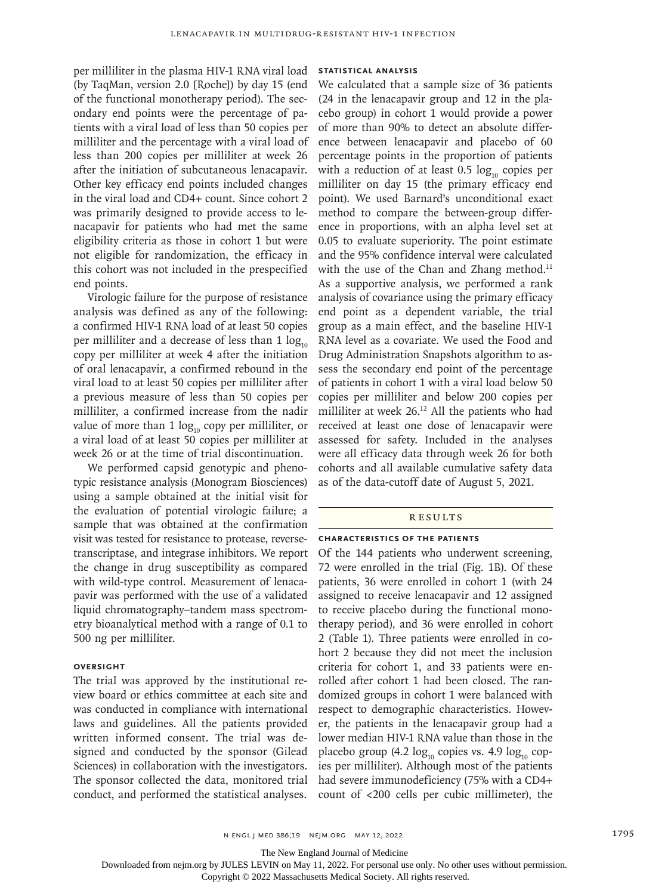per milliliter in the plasma HIV-1 RNA viral load (by TaqMan, version 2.0 [Roche]) by day 15 (end of the functional monotherapy period). The secondary end points were the percentage of patients with a viral load of less than 50 copies per milliliter and the percentage with a viral load of less than 200 copies per milliliter at week 26 after the initiation of subcutaneous lenacapavir. Other key efficacy end points included changes in the viral load and CD4+ count. Since cohort 2 was primarily designed to provide access to lenacapavir for patients who had met the same eligibility criteria as those in cohort 1 but were not eligible for randomization, the efficacy in this cohort was not included in the prespecified end points.

Virologic failure for the purpose of resistance analysis was defined as any of the following: a confirmed HIV-1 RNA load of at least 50 copies per milliliter and a decrease of less than 1 $\log_{10}$ copy per milliliter at week 4 after the initiation of oral lenacapavir, a confirmed rebound in the viral load to at least 50 copies per milliliter after a previous measure of less than 50 copies per milliliter, a confirmed increase from the nadir value of more than 1 $\log_{10}$ copy per milliliter, or a viral load of at least 50 copies per milliliter at week 26 or at the time of trial discontinuation.

We performed capsid genotypic and phenotypic resistance analysis (Monogram Biosciences) using a sample obtained at the initial visit for the evaluation of potential virologic failure; a sample that was obtained at the confirmation visit was tested for resistance to protease, reverse-transcriptase, and integrase inhibitors. We report the change in drug susceptibility as compared with wild-type control. Measurement of lenacapavir was performed with the use of a validated liquid chromatography–tandem mass spectrometry bioanalytical method with a range of 0.1 to 500 ng per milliliter.

### OVERSIGHT

The trial was approved by the institutional review board or ethics committee at each site and was conducted in compliance with international laws and guidelines. All the patients provided written informed consent. The trial was designed and conducted by the sponsor (Gilead Sciences) in collaboration with the investigators. The sponsor collected the data, monitored trial conduct, and performed the statistical analyses.

### STATISTICAL ANALYSIS

We calculated that a sample size of 36 patients (24 in the lenacapavir group and 12 in the placebo group) in cohort 1 would provide a power of more than 90% to detect an absolute difference between lenacapavir and placebo of 60 percentage points in the proportion of patients with a reduction of at least 0.5 $\log_{10}$ copies per milliliter on day 15 (the primary efficacy end point). We used Barnard's unconditional exact method to compare the between-group difference in proportions, with an alpha level set at 0.05 to evaluate superiority. The point estimate and the 95% confidence interval were calculated with the use of the Chan and Zhang method.[11] As a supportive analysis, we performed a rank analysis of covariance using the primary efficacy end point as a dependent variable, the trial group as a main effect, and the baseline HIV-1 RNA level as a covariate. We used the Food and Drug Administration Snapshots algorithm to assess the secondary end point of the percentage of patients in cohort 1 with a viral load below 50 copies per milliliter and below 200 copies per milliliter at week 26.[12] All the patients who had received at least one dose of lenacapavir were assessed for safety. Included in the analyses were all efficacy data through week 26 for both cohorts and all available cumulative safety data as of the data-cutoff date of August 5, 2021.

## RESULTS

### CHARACTERISTICS OF THE PATIENTS

Of the 144 patients who underwent screening, 72 were enrolled in the trial (Fig. 1B). Of these patients, 36 were enrolled in cohort 1 (with 24 assigned to receive lenacapavir and 12 assigned to receive placebo during the functional monotherapy period), and 36 were enrolled in cohort 2 (Table 1). Three patients were enrolled in cohort 2 because they did not meet the inclusion criteria for cohort 1, and 33 patients were enrolled after cohort 1 had been closed. The randomized groups in cohort 1 were balanced with respect to demographic characteristics. However, the patients in the lenacapavir group had a lower median HIV-1 RNA value than those in the placebo group (4.2 $\log_{10}$ copies vs. 4.9 $\log_{10}$ copies per milliliter). Although most of the patients had severe immunodeficiency (75% with a CD4+ count of <200 cells per cubic millimeter), the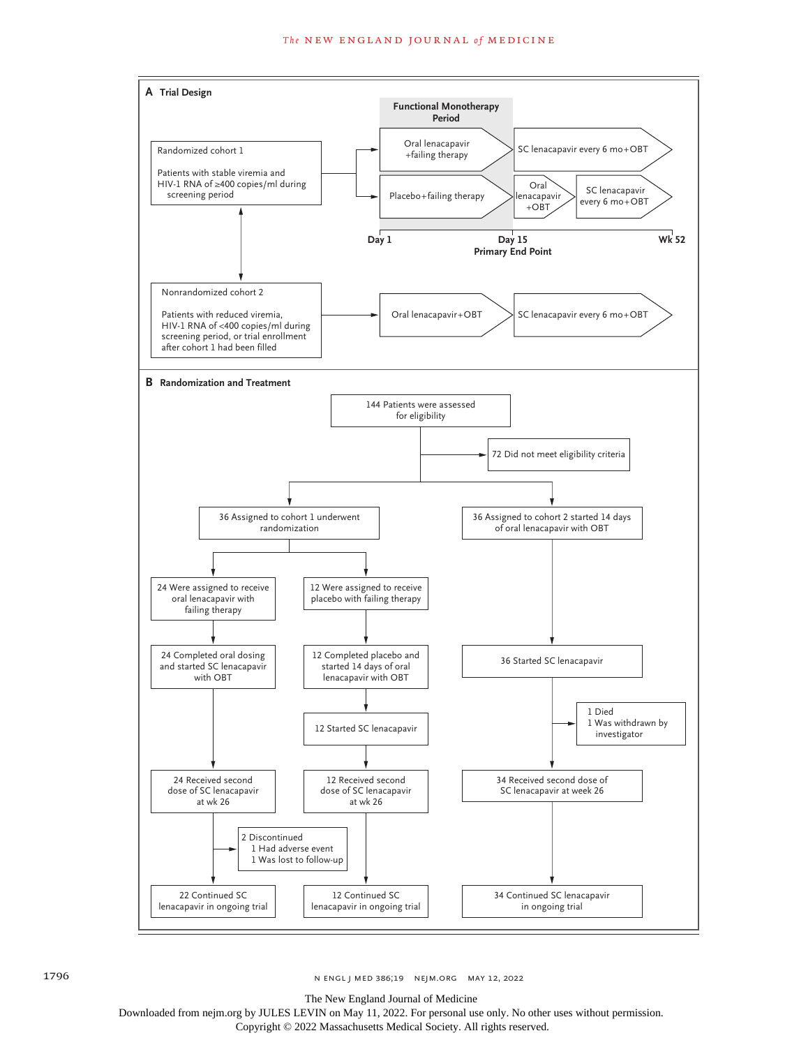**A Trial Design**

**Functional Monotherapy Period**

Randomized cohort 1

Patients with stable viremia and HIV-1 RNA of ≥400 copies/ml during screening period

- Oral lenacapavir +failing therapy → SC lenacapavir every 6 mo+OBT
- Placebo+failing therapy → Oral lenacapavir +OBT → SC lenacapavir every 6 mo+OBT

Day 1 — Day 15 Primary End Point — Wk 52

Nonrandomized cohort 2

Patients with reduced viremia, HIV-1 RNA of <400 copies/ml during screening period, or trial enrollment after cohort 1 had been filled

- Oral lenacapavir+OBT → SC lenacapavir every 6 mo+OBT

**B Randomization and Treatment**

144 Patients were assessed for eligibility

→ 72 Did not meet eligibility criteria

36 Assigned to cohort 1 underwent randomization

- 24 Were assigned to receive oral lenacapavir with failing therapy
  - 24 Completed oral dosing and started SC lenacapavir with OBT
  - 24 Received second dose of SC lenacapavir at wk 26
  - 2 Discontinued
    - 1 Had adverse event
    - 1 Was lost to follow-up
  - 22 Continued SC lenacapavir in ongoing trial
- 12 Were assigned to receive placebo with failing therapy
  - 12 Completed placebo and started 14 days of oral lenacapavir with OBT
  - 12 Started SC lenacapavir
  - 12 Received second dose of SC lenacapavir at wk 26
  - 12 Continued SC lenacapavir in ongoing trial

36 Assigned to cohort 2 started 14 days of oral lenacapavir with OBT

- 36 Started SC lenacapavir
- 1 Died
- 1 Was withdrawn by investigator
- 34 Received second dose of SC lenacapavir at week 26
- 34 Continued SC lenacapavir in ongoing trial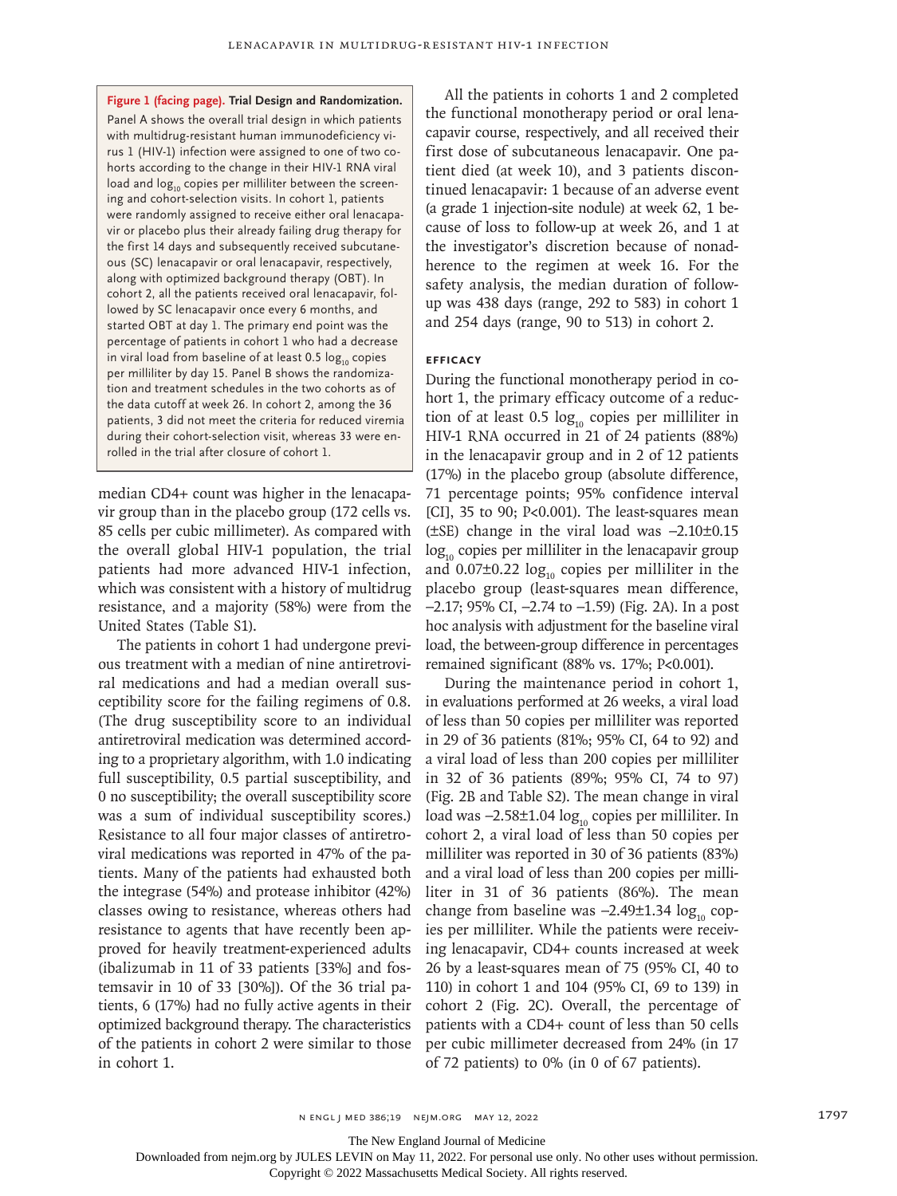**Figure 1 (facing page). Trial Design and Randomization.**

Panel A shows the overall trial design in which patients with multidrug-resistant human immunodeficiency virus 1 (HIV-1) infection were assigned to one of two cohorts according to the change in their HIV-1 RNA viral load and $\log_{10}$ copies per milliliter between the screening and cohort-selection visits. In cohort 1, patients were randomly assigned to receive either oral lenacapavir or placebo plus their already failing drug therapy for the first 14 days and subsequently received subcutaneous (SC) lenacapavir or oral lenacapavir, respectively, along with optimized background therapy (OBT). In cohort 2, all the patients received oral lenacapavir, followed by SC lenacapavir once every 6 months, and started OBT at day 1. The primary end point was the percentage of patients in cohort 1 who had a decrease in viral load from baseline of at least 0.5 $\log_{10}$ copies per milliliter by day 15. Panel B shows the randomization and treatment schedules in the two cohorts as of the data cutoff at week 26. In cohort 2, among the 36 patients, 3 did not meet the criteria for reduced viremia during their cohort-selection visit, whereas 33 were enrolled in the trial after closure of cohort 1.

median CD4+ count was higher in the lenacapavir group than in the placebo group (172 cells vs. 85 cells per cubic millimeter). As compared with the overall global HIV-1 population, the trial patients had more advanced HIV-1 infection, which was consistent with a history of multidrug resistance, and a majority (58%) were from the United States (Table S1).

The patients in cohort 1 had undergone previous treatment with a median of nine antiretroviral medications and had a median overall susceptibility score for the failing regimens of 0.8. (The drug susceptibility score to an individual antiretroviral medication was determined according to a proprietary algorithm, with 1.0 indicating full susceptibility, 0.5 partial susceptibility, and 0 no susceptibility; the overall susceptibility score was a sum of individual susceptibility scores.) Resistance to all four major classes of antiretroviral medications was reported in 47% of the patients. Many of the patients had exhausted both the integrase (54%) and protease inhibitor (42%) classes owing to resistance, whereas others had resistance to agents that have recently been approved for heavily treatment-experienced adults (ibalizumab in 11 of 33 patients [33%] and fostemsavir in 10 of 33 [30%]). Of the 36 trial patients, 6 (17%) had no fully active agents in their optimized background therapy. The characteristics of the patients in cohort 2 were similar to those in cohort 1.

All the patients in cohorts 1 and 2 completed the functional monotherapy period or oral lenacapavir course, respectively, and all received their first dose of subcutaneous lenacapavir. One patient died (at week 10), and 3 patients discontinued lenacapavir: 1 because of an adverse event (a grade 1 injection-site nodule) at week 62, 1 because of loss to follow-up at week 26, and 1 at the investigator's discretion because of nonadherence to the regimen at week 16. For the safety analysis, the median duration of follow-up was 438 days (range, 292 to 583) in cohort 1 and 254 days (range, 90 to 513) in cohort 2.

### EFFICACY

During the functional monotherapy period in cohort 1, the primary efficacy outcome of a reduction of at least 0.5 $\log_{10}$ copies per milliliter in HIV-1 RNA occurred in 21 of 24 patients (88%) in the lenacapavir group and in 2 of 12 patients (17%) in the placebo group (absolute difference, 71 percentage points; 95% confidence interval [CI], 35 to 90; P<0.001). The least-squares mean (±SE) change in the viral load was −2.10±0.15 $\log_{10}$ copies per milliliter in the lenacapavir group and 0.07±0.22 $\log_{10}$ copies per milliliter in the placebo group (least-squares mean difference, −2.17; 95% CI, −2.74 to −1.59) (Fig. 2A). In a post hoc analysis with adjustment for the baseline viral load, the between-group difference in percentages remained significant (88% vs. 17%; P<0.001).

During the maintenance period in cohort 1, in evaluations performed at 26 weeks, a viral load of less than 50 copies per milliliter was reported in 29 of 36 patients (81%; 95% CI, 64 to 92) and a viral load of less than 200 copies per milliliter in 32 of 36 patients (89%; 95% CI, 74 to 97) (Fig. 2B and Table S2). The mean change in viral load was −2.58±1.04 $\log_{10}$ copies per milliliter. In cohort 2, a viral load of less than 50 copies per milliliter was reported in 30 of 36 patients (83%) and a viral load of less than 200 copies per milliliter in 31 of 36 patients (86%). The mean change from baseline was −2.49±1.34 $\log_{10}$ copies per milliliter. While the patients were receiving lenacapavir, CD4+ counts increased at week 26 by a least-squares mean of 75 (95% CI, 40 to 110) in cohort 1 and 104 (95% CI, 69 to 139) in cohort 2 (Fig. 2C). Overall, the percentage of patients with a CD4+ count of less than 50 cells per cubic millimeter decreased from 24% (in 17 of 72 patients) to 0% (in 0 of 67 patients).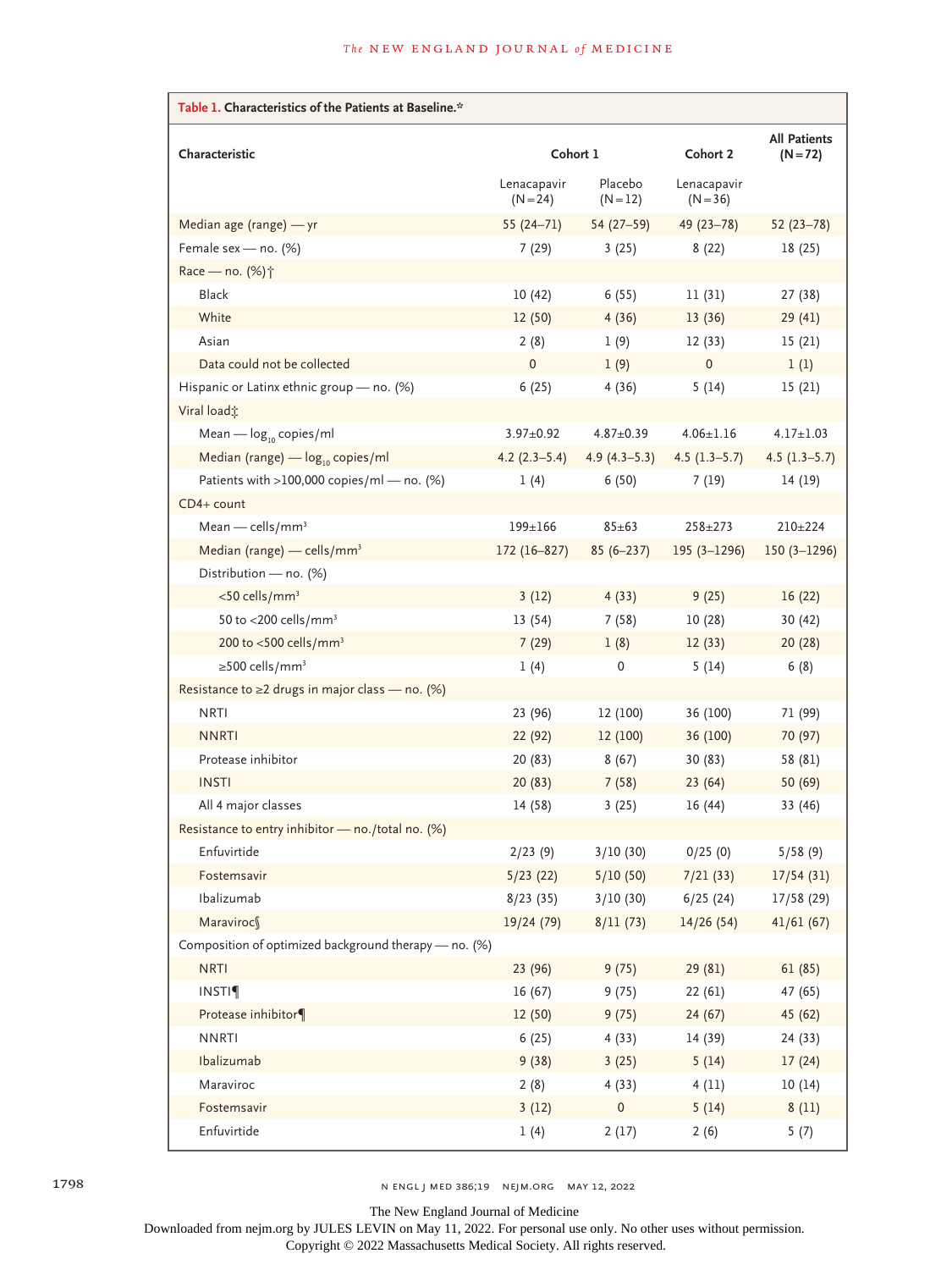**Table 1. Characteristics of the Patients at Baseline.***

| Characteristic | Cohort 1 | | Cohort 2 | All Patients (N=72) |
|---|---|---|---|---|
| | Lenacapavir (N=24) | Placebo (N=12) | Lenacapavir (N=36) | |
| Median age (range) — yr | 55 (24–71) | 54 (27–59) | 49 (23–78) | 52 (23–78) |
| Female sex — no. (%) | 7 (29) | 3 (25) | 8 (22) | 18 (25) |
| Race — no. (%)† | | | | |
| Black | 10 (42) | 6 (55) | 11 (31) | 27 (38) |
| White | 12 (50) | 4 (36) | 13 (36) | 29 (41) |
| Asian | 2 (8) | 1 (9) | 12 (33) | 15 (21) |
| Data could not be collected | 0 | 1 (9) | 0 | 1 (1) |
| Hispanic or Latinx ethnic group — no. (%) | 6 (25) | 4 (36) | 5 (14) | 15 (21) |
| Viral load‡ | | | | |
| Mean — $\log_{10}$ copies/ml | 3.97±0.92 | 4.87±0.39 | 4.06±1.16 | 4.17±1.03 |
| Median (range) — $\log_{10}$ copies/ml | 4.2 (2.3–5.4) | 4.9 (4.3–5.3) | 4.5 (1.3–5.7) | 4.5 (1.3–5.7) |
| Patients with >100,000 copies/ml — no. (%) | 1 (4) | 6 (50) | 7 (19) | 14 (19) |
| CD4+ count | | | | |
| Mean — cells/mm³ | 199±166 | 85±63 | 258±273 | 210±224 |
| Median (range) — cells/mm³ | 172 (16–827) | 85 (6–237) | 195 (3–1296) | 150 (3–1296) |
| Distribution — no. (%) | | | | |
| <50 cells/mm³ | 3 (12) | 4 (33) | 9 (25) | 16 (22) |
| 50 to <200 cells/mm³ | 13 (54) | 7 (58) | 10 (28) | 30 (42) |
| 200 to <500 cells/mm³ | 7 (29) | 1 (8) | 12 (33) | 20 (28) |
| ≥500 cells/mm³ | 1 (4) | 0 | 5 (14) | 6 (8) |
| Resistance to ≥2 drugs in major class — no. (%) | | | | |
| NRTI | 23 (96) | 12 (100) | 36 (100) | 71 (99) |
| NNRTI | 22 (92) | 12 (100) | 36 (100) | 70 (97) |
| Protease inhibitor | 20 (83) | 8 (67) | 30 (83) | 58 (81) |
| INSTI | 20 (83) | 7 (58) | 23 (64) | 50 (69) |
| All 4 major classes | 14 (58) | 3 (25) | 16 (44) | 33 (46) |
| Resistance to entry inhibitor — no./total no. (%) | | | | |
| Enfuvirtide | 2/23 (9) | 3/10 (30) | 0/25 (0) | 5/58 (9) |
| Fostemsavir | 5/23 (22) | 5/10 (50) | 7/21 (33) | 17/54 (31) |
| Ibalizumab | 8/23 (35) | 3/10 (30) | 6/25 (24) | 17/58 (29) |
| Maraviroc§ | 19/24 (79) | 8/11 (73) | 14/26 (54) | 41/61 (67) |
| Composition of optimized background therapy — no. (%) | | | | |
| NRTI | 23 (96) | 9 (75) | 29 (81) | 61 (85) |
| INSTI¶ | 16 (67) | 9 (75) | 22 (61) | 47 (65) |
| Protease inhibitor¶ | 12 (50) | 9 (75) | 24 (67) | 45 (62) |
| NNRTI | 6 (25) | 4 (33) | 14 (39) | 24 (33) |
| Ibalizumab | 9 (38) | 3 (25) | 5 (14) | 17 (24) |
| Maraviroc | 2 (8) | 4 (33) | 4 (11) | 10 (14) |
| Fostemsavir | 3 (12) | 0 | 5 (14) | 8 (11) |
| Enfuvirtide | 1 (4) | 2 (17) | 2 (6) | 5 (7) |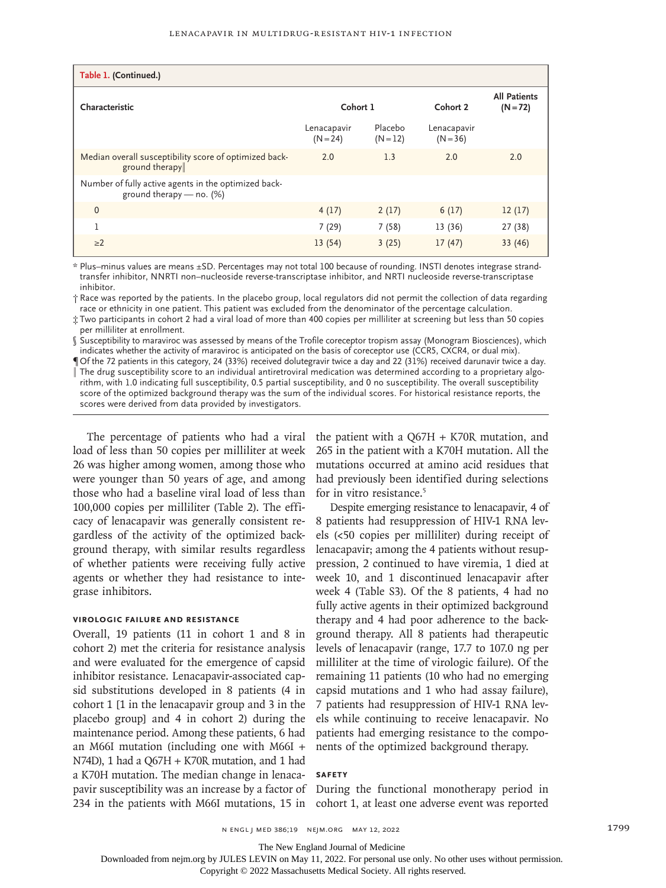**Table 1. (Continued.)**

| Characteristic | Cohort 1 | | Cohort 2 | All Patients (N=72) |
|---|---|---|---|---|
| | Lenacapavir (N=24) | Placebo (N=12) | Lenacapavir (N=36) | |
| Median overall susceptibility score of optimized background therapy‖ | 2.0 | 1.3 | 2.0 | 2.0 |
| Number of fully active agents in the optimized background therapy — no. (%) | | | | |
| 0 | 4 (17) | 2 (17) | 6 (17) | 12 (17) |
| 1 | 7 (29) | 7 (58) | 13 (36) | 27 (38) |
| ≥2 | 13 (54) | 3 (25) | 17 (47) | 33 (46) |

\* Plus–minus values are means ±SD. Percentages may not total 100 because of rounding. INSTI denotes integrase strand-transfer inhibitor, NNRTI non–nucleoside reverse-transcriptase inhibitor, and NRTI nucleoside reverse-transcriptase inhibitor.

† Race was reported by the patients. In the placebo group, local regulators did not permit the collection of data regarding race or ethnicity in one patient. This patient was excluded from the denominator of the percentage calculation.

‡ Two participants in cohort 2 had a viral load of more than 400 copies per milliliter at screening but less than 50 copies per milliliter at enrollment.

§ Susceptibility to maraviroc was assessed by means of the Trofile coreceptor tropism assay (Monogram Biosciences), which indicates whether the activity of maraviroc is anticipated on the basis of coreceptor use (CCR5, CXCR4, or dual mix).

¶ Of the 72 patients in this category, 24 (33%) received dolutegravir twice a day and 22 (31%) received darunavir twice a day.

‖ The drug susceptibility score to an individual antiretroviral medication was determined according to a proprietary algorithm, with 1.0 indicating full susceptibility, 0.5 partial susceptibility, and 0 no susceptibility. The overall susceptibility score of the optimized background therapy was the sum of the individual scores. For historical resistance reports, the scores were derived from data provided by investigators.

The percentage of patients who had a viral load of less than 50 copies per milliliter at week 26 was higher among women, among those who were younger than 50 years of age, and among those who had a baseline viral load of less than 100,000 copies per milliliter (Table 2). The efficacy of lenacapavir was generally consistent regardless of the activity of the optimized background therapy, with similar results regardless of whether patients were receiving fully active agents or whether they had resistance to integrase inhibitors.

### Virologic Failure and Resistance

Overall, 19 patients (11 in cohort 1 and 8 in cohort 2) met the criteria for resistance analysis and were evaluated for the emergence of capsid inhibitor resistance. Lenacapavir-associated capsid substitutions developed in 8 patients (4 in cohort 1 [1 in the lenacapavir group and 3 in the placebo group] and 4 in cohort 2) during the maintenance period. Among these patients, 6 had an M66I mutation (including one with M66I + N74D), 1 had a Q67H + K70R mutation, and 1 had a K70H mutation. The median change in lenacapavir susceptibility was an increase by a factor of 234 in the patients with M66I mutations, 15 in the patient with a Q67H + K70R mutation, and 265 in the patient with a K70H mutation. All the mutations occurred at amino acid residues that had previously been identified during selections for in vitro resistance.[5]

Despite emerging resistance to lenacapavir, 4 of 8 patients had resuppression of HIV-1 RNA levels (<50 copies per milliliter) during receipt of lenacapavir; among the 4 patients without resuppression, 2 continued to have viremia, 1 died at week 10, and 1 discontinued lenacapavir after week 4 (Table S3). Of the 8 patients, 4 had no fully active agents in their optimized background therapy and 4 had poor adherence to the background therapy. All 8 patients had therapeutic levels of lenacapavir (range, 17.7 to 107.0 ng per milliliter at the time of virologic failure). Of the remaining 11 patients (10 who had no emerging capsid mutations and 1 who had assay failure), 7 patients had resuppression of HIV-1 RNA levels while continuing to receive lenacapavir. No patients had emerging resistance to the components of the optimized background therapy.

### Safety

During the functional monotherapy period in cohort 1, at least one adverse event was reported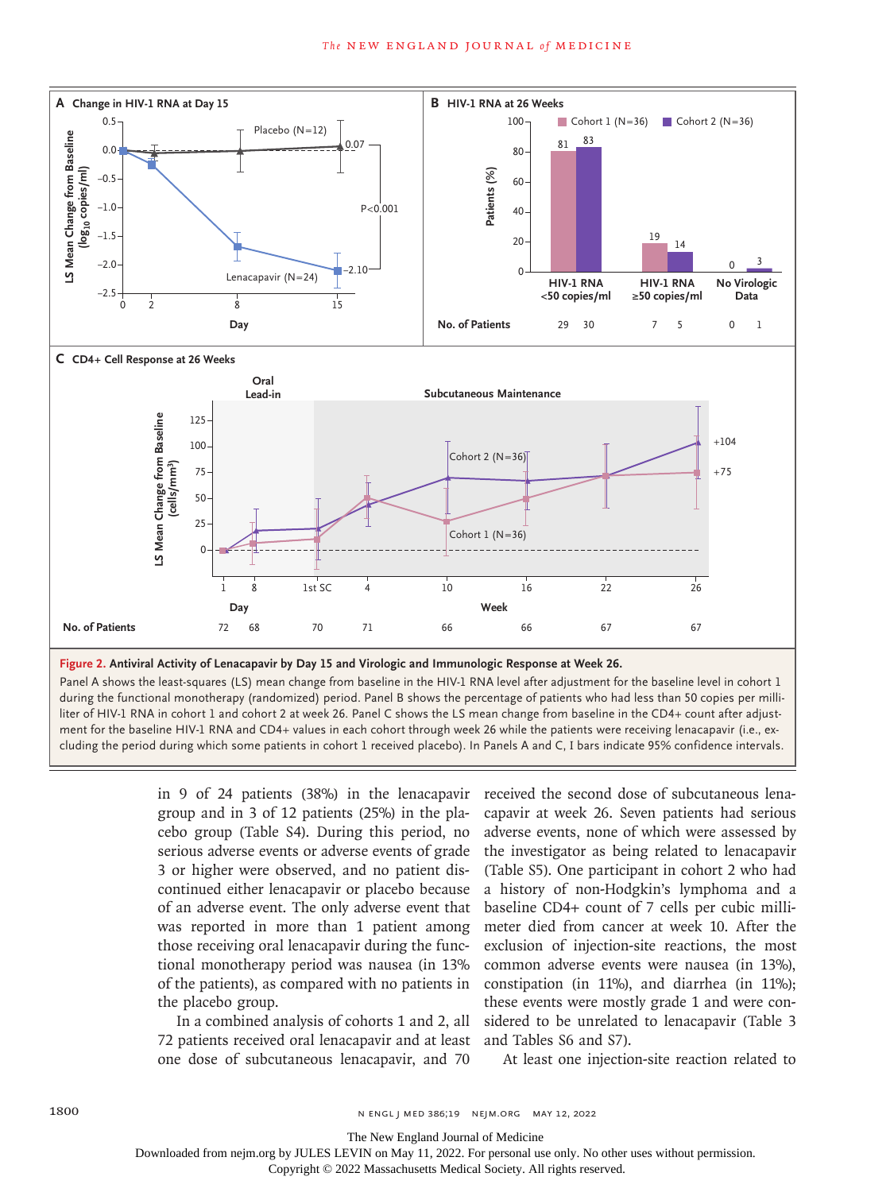**Figure 2. Antiviral Activity of Lenacapavir by Day 15 and Virologic and Immunologic Response at Week 26.**

Panel A shows the least-squares (LS) mean change from baseline in the HIV-1 RNA level after adjustment for the baseline level in cohort 1 during the functional monotherapy (randomized) period. Panel B shows the percentage of patients who had less than 50 copies per milliliter of HIV-1 RNA in cohort 1 and cohort 2 at week 26. Panel C shows the LS mean change from baseline in the CD4+ count after adjustment for the baseline HIV-1 RNA and CD4+ values in each cohort through week 26 while the patients were receiving lenacapavir (i.e., excluding the period during which some patients in cohort 1 received placebo). In Panels A and C, I bars indicate 95% confidence intervals.

in 9 of 24 patients (38%) in the lenacapavir group and in 3 of 12 patients (25%) in the placebo group (Table S4). During this period, no serious adverse events or adverse events of grade 3 or higher were observed, and no patient discontinued either lenacapavir or placebo because of an adverse event. The only adverse event that was reported in more than 1 patient among those receiving oral lenacapavir during the functional monotherapy period was nausea (in 13% of the patients), as compared with no patients in the placebo group.

In a combined analysis of cohorts 1 and 2, all 72 patients received oral lenacapavir and at least one dose of subcutaneous lenacapavir, and 70 received the second dose of subcutaneous lenacapavir at week 26. Seven patients had serious adverse events, none of which were assessed by the investigator as being related to lenacapavir (Table S5). One participant in cohort 2 who had a history of non-Hodgkin's lymphoma and a baseline CD4+ count of 7 cells per cubic millimeter died from cancer at week 10. After the exclusion of injection-site reactions, the most common adverse events were nausea (in 13%), constipation (in 11%), and diarrhea (in 11%); these events were mostly grade 1 and were considered to be unrelated to lenacapavir (Table 3 and Tables S6 and S7).

At least one injection-site reaction related to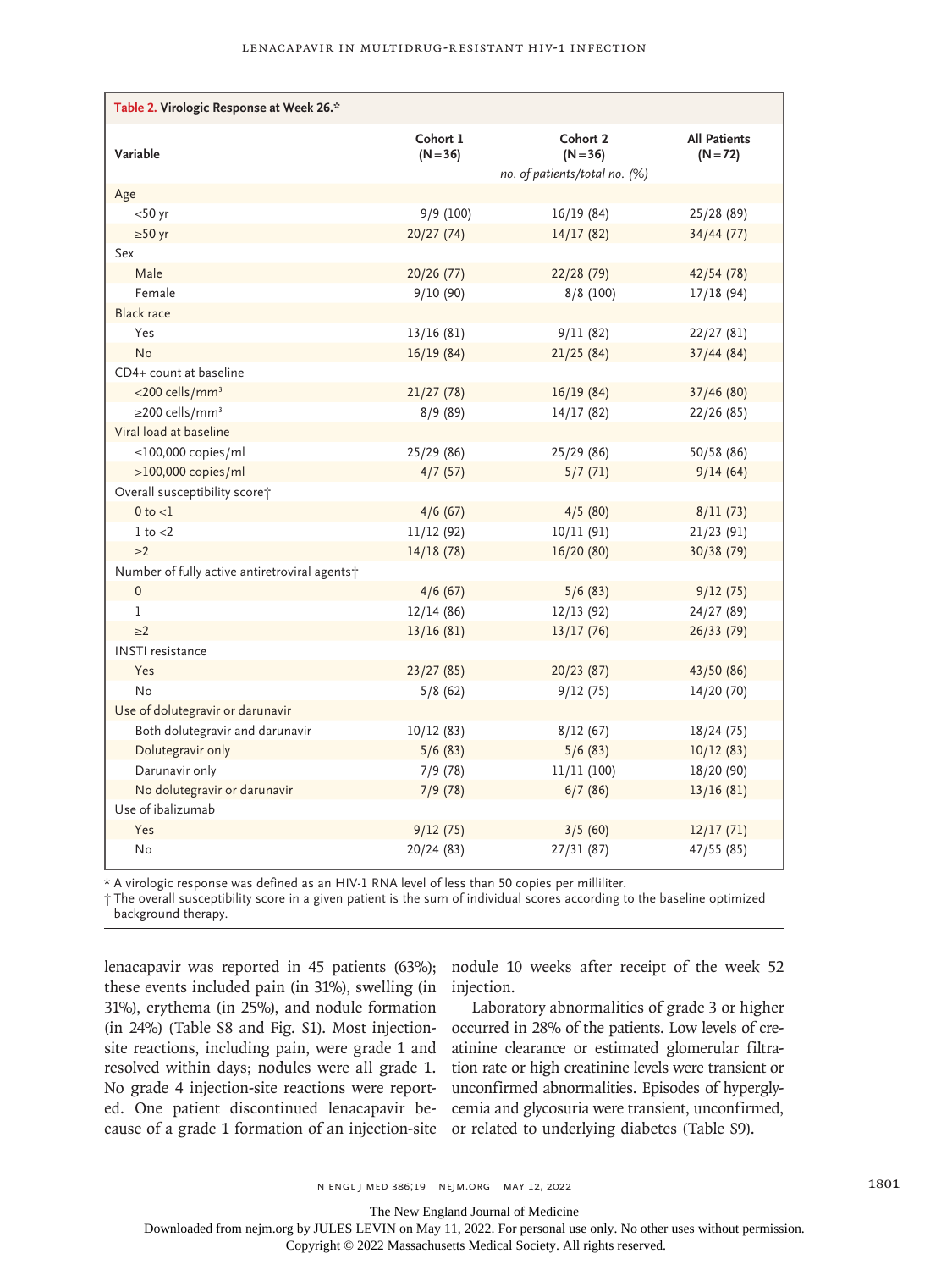**Table 2. Virologic Response at Week 26.***

| Variable | Cohort 1 (N=36) | Cohort 2 (N=36) | All Patients (N=72) |
|---|---|---|---|
| | | *no. of patients/total no. (%)* | |
| Age | | | |
| <50 yr | 9/9 (100) | 16/19 (84) | 25/28 (89) |
| ≥50 yr | 20/27 (74) | 14/17 (82) | 34/44 (77) |
| Sex | | | |
| Male | 20/26 (77) | 22/28 (79) | 42/54 (78) |
| Female | 9/10 (90) | 8/8 (100) | 17/18 (94) |
| Black race | | | |
| Yes | 13/16 (81) | 9/11 (82) | 22/27 (81) |
| No | 16/19 (84) | 21/25 (84) | 37/44 (84) |
| CD4+ count at baseline | | | |
| <200 cells/mm³ | 21/27 (78) | 16/19 (84) | 37/46 (80) |
| ≥200 cells/mm³ | 8/9 (89) | 14/17 (82) | 22/26 (85) |
| Viral load at baseline | | | |
| ≤100,000 copies/ml | 25/29 (86) | 25/29 (86) | 50/58 (86) |
| >100,000 copies/ml | 4/7 (57) | 5/7 (71) | 9/14 (64) |
| Overall susceptibility score† | | | |
| 0 to <1 | 4/6 (67) | 4/5 (80) | 8/11 (73) |
| 1 to <2 | 11/12 (92) | 10/11 (91) | 21/23 (91) |
| ≥2 | 14/18 (78) | 16/20 (80) | 30/38 (79) |
| Number of fully active antiretroviral agents† | | | |
| 0 | 4/6 (67) | 5/6 (83) | 9/12 (75) |
| 1 | 12/14 (86) | 12/13 (92) | 24/27 (89) |
| ≥2 | 13/16 (81) | 13/17 (76) | 26/33 (79) |
| INSTI resistance | | | |
| Yes | 23/27 (85) | 20/23 (87) | 43/50 (86) |
| No | 5/8 (62) | 9/12 (75) | 14/20 (70) |
| Use of dolutegravir or darunavir | | | |
| Both dolutegravir and darunavir | 10/12 (83) | 8/12 (67) | 18/24 (75) |
| Dolutegravir only | 5/6 (83) | 5/6 (83) | 10/12 (83) |
| Darunavir only | 7/9 (78) | 11/11 (100) | 18/20 (90) |
| No dolutegravir or darunavir | 7/9 (78) | 6/7 (86) | 13/16 (81) |
| Use of ibalizumab | | | |
| Yes | 9/12 (75) | 3/5 (60) | 12/17 (71) |
| No | 20/24 (83) | 27/31 (87) | 47/55 (85) |

\* A virologic response was defined as an HIV-1 RNA level of less than 50 copies per milliliter.

† The overall susceptibility score in a given patient is the sum of individual scores according to the baseline optimized background therapy.

lenacapavir was reported in 45 patients (63%); these events included pain (in 31%), swelling (in 31%), erythema (in 25%), and nodule formation (in 24%) (Table S8 and Fig. S1). Most injection-site reactions, including pain, were grade 1 and resolved within days; nodules were all grade 1. No grade 4 injection-site reactions were reported. One patient discontinued lenacapavir because of a grade 1 formation of an injection-site nodule 10 weeks after receipt of the week 52 injection.

Laboratory abnormalities of grade 3 or higher occurred in 28% of the patients. Low levels of creatinine clearance or estimated glomerular filtration rate or high creatinine levels were transient or unconfirmed abnormalities. Episodes of hyperglycemia and glycosuria were transient, unconfirmed, or related to underlying diabetes (Table S9).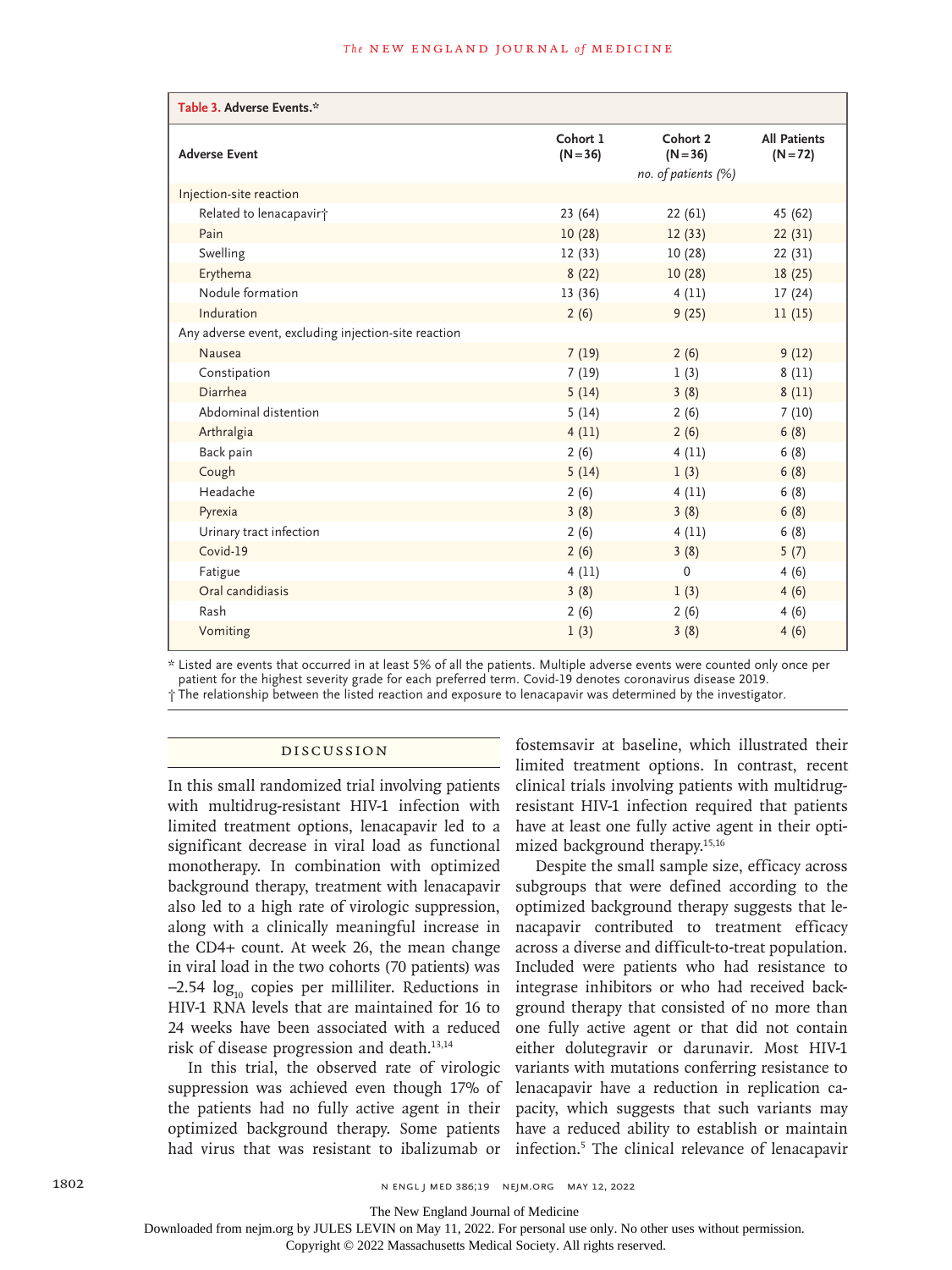**Table 3. Adverse Events.***

| Adverse Event | Cohort 1 (N=36) | Cohort 2 (N=36) | All Patients (N=72) |
|---|---|---|---|
| | | *no. of patients (%)* | |
| Injection-site reaction | | | |
| Related to lenacapavir† | 23 (64) | 22 (61) | 45 (62) |
| Pain | 10 (28) | 12 (33) | 22 (31) |
| Swelling | 12 (33) | 10 (28) | 22 (31) |
| Erythema | 8 (22) | 10 (28) | 18 (25) |
| Nodule formation | 13 (36) | 4 (11) | 17 (24) |
| Induration | 2 (6) | 9 (25) | 11 (15) |
| Any adverse event, excluding injection-site reaction | | | |
| Nausea | 7 (19) | 2 (6) | 9 (12) |
| Constipation | 7 (19) | 1 (3) | 8 (11) |
| Diarrhea | 5 (14) | 3 (8) | 8 (11) |
| Abdominal distention | 5 (14) | 2 (6) | 7 (10) |
| Arthralgia | 4 (11) | 2 (6) | 6 (8) |
| Back pain | 2 (6) | 4 (11) | 6 (8) |
| Cough | 5 (14) | 1 (3) | 6 (8) |
| Headache | 2 (6) | 4 (11) | 6 (8) |
| Pyrexia | 3 (8) | 3 (8) | 6 (8) |
| Urinary tract infection | 2 (6) | 4 (11) | 6 (8) |
| Covid-19 | 2 (6) | 3 (8) | 5 (7) |
| Fatigue | 4 (11) | 0 | 4 (6) |
| Oral candidiasis | 3 (8) | 1 (3) | 4 (6) |
| Rash | 2 (6) | 2 (6) | 4 (6) |
| Vomiting | 1 (3) | 3 (8) | 4 (6) |

\* Listed are events that occurred in at least 5% of all the patients. Multiple adverse events were counted only once per patient for the highest severity grade for each preferred term. Covid-19 denotes coronavirus disease 2019.

† The relationship between the listed reaction and exposure to lenacapavir was determined by the investigator.

## Discussion

In this small randomized trial involving patients with multidrug-resistant HIV-1 infection with limited treatment options, lenacapavir led to a significant decrease in viral load as functional monotherapy. In combination with optimized background therapy, treatment with lenacapavir also led to a high rate of virologic suppression, along with a clinically meaningful increase in the CD4+ count. At week 26, the mean change in viral load in the two cohorts (70 patients) was $-2.54 \log_{10}$ copies per milliliter. Reductions in HIV-1 RNA levels that are maintained for 16 to 24 weeks have been associated with a reduced risk of disease progression and death.[13,14]

In this trial, the observed rate of virologic suppression was achieved even though 17% of the patients had no fully active agent in their optimized background therapy. Some patients had virus that was resistant to ibalizumab or fostemsavir at baseline, which illustrated their limited treatment options. In contrast, recent clinical trials involving patients with multidrug-resistant HIV-1 infection required that patients have at least one fully active agent in their optimized background therapy.[15,16]

Despite the small sample size, efficacy across subgroups that were defined according to the optimized background therapy suggests that lenacapavir contributed to treatment efficacy across a diverse and difficult-to-treat population. Included were patients who had resistance to integrase inhibitors or who had received background therapy that consisted of no more than one fully active agent or that did not contain either dolutegravir or darunavir. Most HIV-1 variants with mutations conferring resistance to lenacapavir have a reduction in replication capacity, which suggests that such variants may have a reduced ability to establish or maintain infection.[5] The clinical relevance of lenacapavir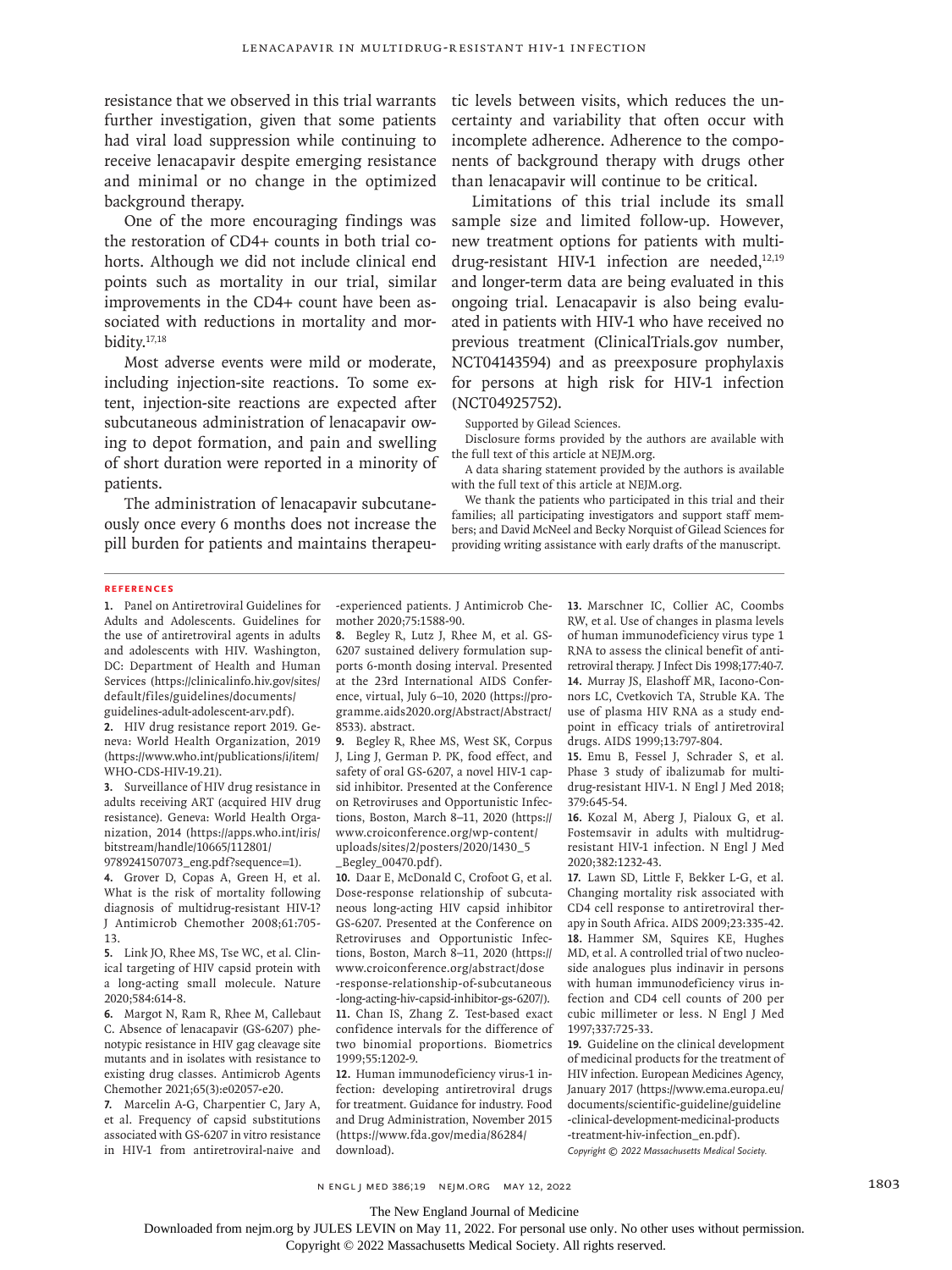resistance that we observed in this trial warrants further investigation, given that some patients had viral load suppression while continuing to receive lenacapavir despite emerging resistance and minimal or no change in the optimized background therapy.

One of the more encouraging findings was the restoration of CD4+ counts in both trial cohorts. Although we did not include clinical end points such as mortality in our trial, similar improvements in the CD4+ count have been associated with reductions in mortality and morbidity.[17,18]

Most adverse events were mild or moderate, including injection-site reactions. To some extent, injection-site reactions are expected after subcutaneous administration of lenacapavir owing to depot formation, and pain and swelling of short duration were reported in a minority of patients.

The administration of lenacapavir subcutaneously once every 6 months does not increase the pill burden for patients and maintains therapeutic levels between visits, which reduces the uncertainty and variability that often occur with incomplete adherence. Adherence to the components of background therapy with drugs other than lenacapavir will continue to be critical.

Limitations of this trial include its small sample size and limited follow-up. However, new treatment options for patients with multidrug-resistant HIV-1 infection are needed,[12,19] and longer-term data are being evaluated in this ongoing trial. Lenacapavir is also being evaluated in patients with HIV-1 who have received no previous treatment (ClinicalTrials.gov number, NCT04143594) and as preexposure prophylaxis for persons at high risk for HIV-1 infection (NCT04925752).

Supported by Gilead Sciences.

Disclosure forms provided by the authors are available with the full text of this article at NEJM.org.

A data sharing statement provided by the authors is available with the full text of this article at NEJM.org.

We thank the patients who participated in this trial and their families; all participating investigators and support staff members; and David McNeel and Becky Norquist of Gilead Sciences for providing writing assistance with early drafts of the manuscript.

## References

1. Panel on Antiretroviral Guidelines for Adults and Adolescents. Guidelines for the use of antiretroviral agents in adults and adolescents with HIV. Washington, DC: Department of Health and Human Services (https://clinicalinfo.hiv.gov/sites/default/files/documents/guidelines-adult-adolescent-arv.pdf).
2. HIV drug resistance report 2019. Geneva: World Health Organization, 2019 (https://www.who.int/publications/i/item/WHO-CDS-HIV-19.21).
3. Surveillance of HIV drug resistance in adults receiving ART (acquired HIV drug resistance). Geneva: World Health Organization, 2014 (https://apps.who.int/iris/bitstream/handle/10665/112801/9789241507073_eng.pdf?sequence=1).
4. Grover D, Copas A, Green H, et al. What is the risk of mortality following diagnosis of multidrug-resistant HIV-1? J Antimicrob Chemother 2008;61:705-13.
5. Link JO, Rhee MS, Tse WC, et al. Clinical targeting of HIV capsid protein with a long-acting small molecule. Nature 2020;584:614-8.
6. Margot N, Ram R, Rhee M, Callebaut C. Absence of lenacapavir (GS-6207) phenotypic resistance in HIV gag cleavage site mutants and in isolates with resistance to existing drug classes. Antimicrob Agents Chemother 2021;65(3):e02057-e20.
7. Marcelin A-G, Charpentier C, Jary A, et al. Frequency of capsid substitutions associated with GS-6207 in vitro resistance in HIV-1 from antiretroviral-naive and -experienced patients. J Antimicrob Chemother 2020;75:1588-90.
8. Begley R, Lutz J, Rhee M, et al. GS-6207 sustained delivery formulation supports 6-month dosing interval. Presented at the 23rd International AIDS Conference, virtual, July 6–10, 2020 (https://programme.aids2020.org/Abstract/Abstract/8533). abstract.
9. Begley R, Rhee MS, West SK, Corpus J, Ling J, German P. PK, food effect, and safety of oral GS-6207, a novel HIV-1 capsid inhibitor. Presented at the Conference on Retroviruses and Opportunistic Infections, Boston, March 8–11, 2020 (https://www.croiconference.org/wp-content/uploads/sites/2/posters/2020/1430_5_Begley_00470.pdf).
10. Daar E, McDonald C, Crofoot G, et al. Dose-response relationship of subcutaneous long-acting HIV capsid inhibitor GS-6207. Presented at the Conference on Retroviruses and Opportunistic Infections, Boston, March 8–11, 2020 (https://www.croiconference.org/abstract/dose-response-relationship-of-subcutaneous-long-acting-hiv-capsid-inhibitor-gs-6207/).
11. Chan ISF, Zhang Z. Test-based exact confidence intervals for the difference of two binomial proportions. Biometrics 1999;55:1202-9.
12. Human immunodeficiency virus-1 infection: developing antiretroviral drugs for treatment. Guidance for industry. Food and Drug Administration, November 2015 (https://www.fda.gov/media/86284/download).
13. Marschner IC, Collier AC, Coombs RW, et al. Use of changes in plasma levels of human immunodeficiency virus type 1 RNA to assess the clinical benefit of antiretroviral therapy. J Infect Dis 1998;177:40-7.
14. Murray JS, Elashoff MR, Iacono-Connors LC, Cvetkovich TA, Struble KA. The use of plasma HIV RNA as a study endpoint in efficacy trials of antiretroviral drugs. AIDS 1999;13:797-804.
15. Emu B, Fessel J, Schrader S, et al. Phase 3 study of ibalizumab for multidrug-resistant HIV-1. N Engl J Med 2018;379:645-54.
16. Kozal M, Aberg J, Pialoux G, et al. Fostemsavir in adults with multidrug-resistant HIV-1 infection. N Engl J Med 2020;382:1232-43.
17. Lawn SD, Little F, Bekker L-G, et al. Changing mortality risk associated with CD4 cell response to antiretroviral therapy in South Africa. AIDS 2009;23:335-42.
18. Hammer SM, Squires KE, Hughes MD, et al. A controlled trial of two nucleoside analogues plus indinavir in persons with human immunodeficiency virus infection and CD4 cell counts of 200 per cubic millimeter or less. N Engl J Med 1997;337:725-33.
19. Guideline on the clinical development of medicinal products for the treatment of HIV infection. European Medicines Agency, January 2017 (https://www.ema.europa.eu/documents/scientific-guideline/guideline-clinical-development-medicinal-products-treatment-hiv-infection_en.pdf).

*Copyright © 2022 Massachusetts Medical Society.*